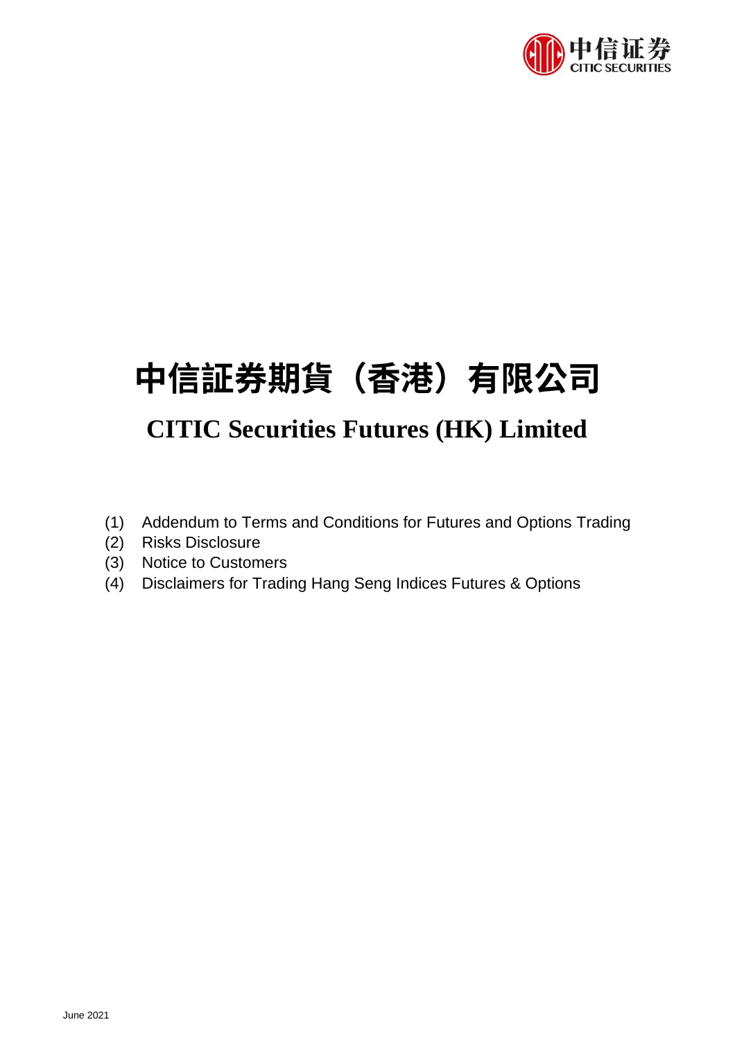# 中信証券期貨（香港）有限公司

## CITIC Securities Futures (HK) Limited

(1) Addendum to Terms and Conditions for Futures and Options Trading
(2) Risks Disclosure
(3) Notice to Customers
(4) Disclaimers for Trading Hang Seng Indices Futures & Options

June 2021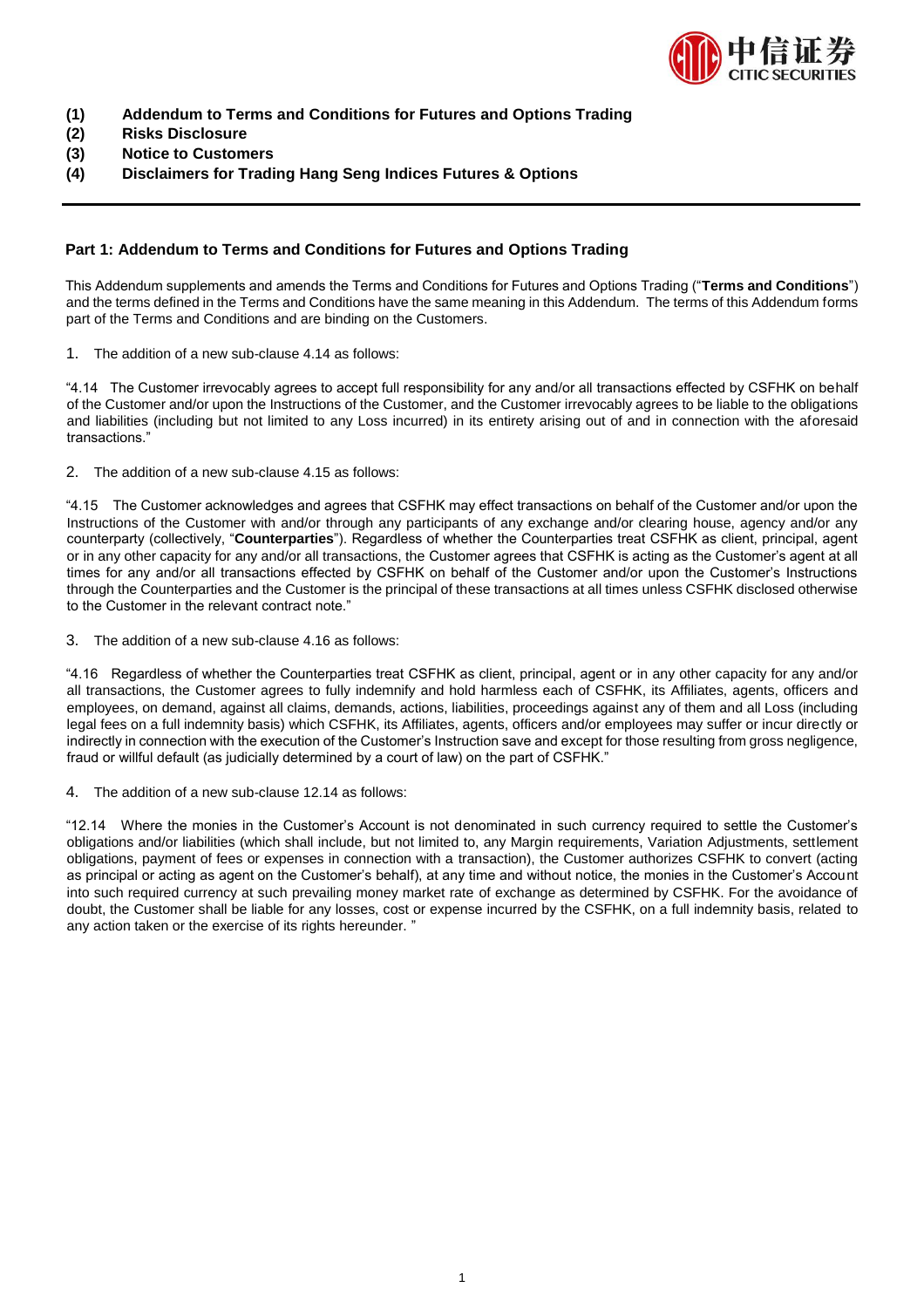**(1) Addendum to Terms and Conditions for Futures and Options Trading**
**(2) Risks Disclosure**
**(3) Notice to Customers**
**(4) Disclaimers for Trading Hang Seng Indices Futures & Options**

---

## Part 1: Addendum to Terms and Conditions for Futures and Options Trading

This Addendum supplements and amends the Terms and Conditions for Futures and Options Trading ("**Terms and Conditions**") and the terms defined in the Terms and Conditions have the same meaning in this Addendum. The terms of this Addendum forms part of the Terms and Conditions and are binding on the Customers.

1. The addition of a new sub-clause 4.14 as follows:

"4.14 The Customer irrevocably agrees to accept full responsibility for any and/or all transactions effected by CSFHK on behalf of the Customer and/or upon the Instructions of the Customer, and the Customer irrevocably agrees to be liable to the obligations and liabilities (including but not limited to any Loss incurred) in its entirety arising out of and in connection with the aforesaid transactions."

2. The addition of a new sub-clause 4.15 as follows:

"4.15 The Customer acknowledges and agrees that CSFHK may effect transactions on behalf of the Customer and/or upon the Instructions of the Customer with and/or through any participants of any exchange and/or clearing house, agency and/or any counterparty (collectively, "**Counterparties**"). Regardless of whether the Counterparties treat CSFHK as client, principal, agent or in any other capacity for any and/or all transactions, the Customer agrees that CSFHK is acting as the Customer's agent at all times for any and/or all transactions effected by CSFHK on behalf of the Customer and/or upon the Customer's Instructions through the Counterparties and the Customer is the principal of these transactions at all times unless CSFHK disclosed otherwise to the Customer in the relevant contract note."

3. The addition of a new sub-clause 4.16 as follows:

"4.16 Regardless of whether the Counterparties treat CSFHK as client, principal, agent or in any other capacity for any and/or all transactions, the Customer agrees to fully indemnify and hold harmless each of CSFHK, its Affiliates, agents, officers and employees, on demand, against all claims, demands, actions, liabilities, proceedings against any of them and all Loss (including legal fees on a full indemnity basis) which CSFHK, its Affiliates, agents, officers and/or employees may suffer or incur directly or indirectly in connection with the execution of the Customer's Instruction save and except for those resulting from gross negligence, fraud or willful default (as judicially determined by a court of law) on the part of CSFHK."

4. The addition of a new sub-clause 12.14 as follows:

"12.14 Where the monies in the Customer's Account is not denominated in such currency required to settle the Customer's obligations and/or liabilities (which shall include, but not limited to, any Margin requirements, Variation Adjustments, settlement obligations, payment of fees or expenses in connection with a transaction), the Customer authorizes CSFHK to convert (acting as principal or acting as agent on the Customer's behalf), at any time and without notice, the monies in the Customer's Account into such required currency at such prevailing money market rate of exchange as determined by CSFHK. For the avoidance of doubt, the Customer shall be liable for any losses, cost or expense incurred by the CSFHK, on a full indemnity basis, related to any action taken or the exercise of its rights hereunder. "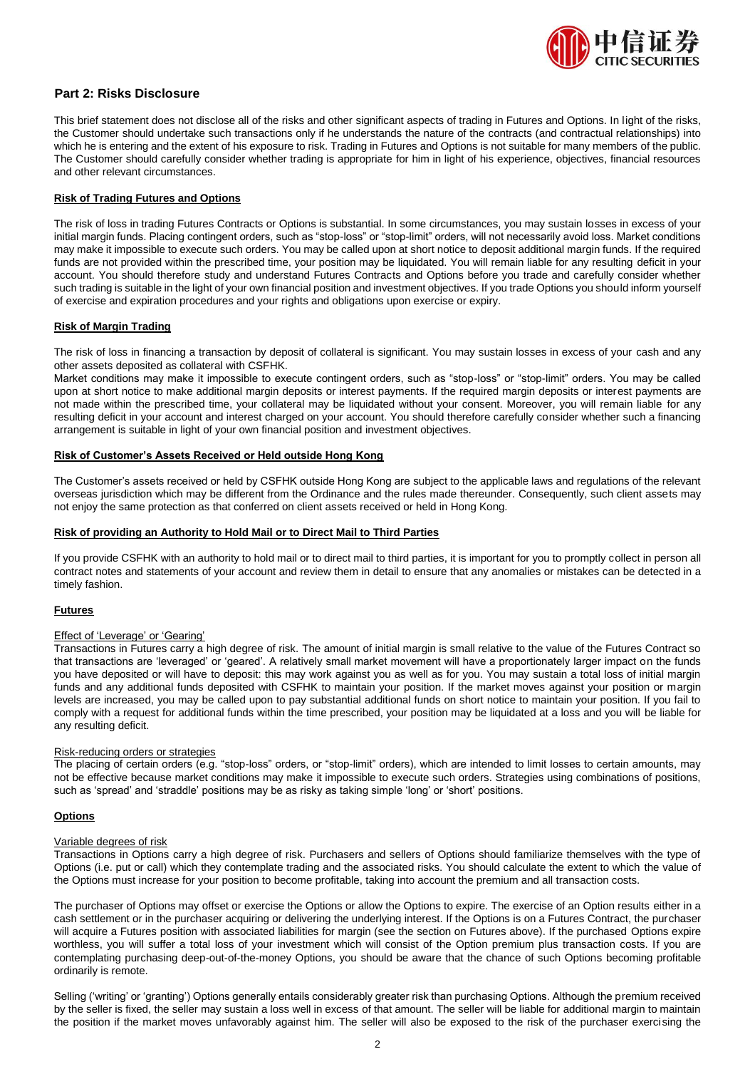## Part 2: Risks Disclosure

This brief statement does not disclose all of the risks and other significant aspects of trading in Futures and Options. In light of the risks, the Customer should undertake such transactions only if he understands the nature of the contracts (and contractual relationships) into which he is entering and the extent of his exposure to risk. Trading in Futures and Options is not suitable for many members of the public. The Customer should carefully consider whether trading is appropriate for him in light of his experience, objectives, financial resources and other relevant circumstances.

### Risk of Trading Futures and Options

The risk of loss in trading Futures Contracts or Options is substantial. In some circumstances, you may sustain losses in excess of your initial margin funds. Placing contingent orders, such as "stop-loss" or "stop-limit" orders, will not necessarily avoid loss. Market conditions may make it impossible to execute such orders. You may be called upon at short notice to deposit additional margin funds. If the required funds are not provided within the prescribed time, your position may be liquidated. You will remain liable for any resulting deficit in your account. You should therefore study and understand Futures Contracts and Options before you trade and carefully consider whether such trading is suitable in the light of your own financial position and investment objectives. If you trade Options you should inform yourself of exercise and expiration procedures and your rights and obligations upon exercise or expiry.

### Risk of Margin Trading

The risk of loss in financing a transaction by deposit of collateral is significant. You may sustain losses in excess of your cash and any other assets deposited as collateral with CSFHK.

Market conditions may make it impossible to execute contingent orders, such as "stop-loss" or "stop-limit" orders. You may be called upon at short notice to make additional margin deposits or interest payments. If the required margin deposits or interest payments are not made within the prescribed time, your collateral may be liquidated without your consent. Moreover, you will remain liable for any resulting deficit in your account and interest charged on your account. You should therefore carefully consider whether such a financing arrangement is suitable in light of your own financial position and investment objectives.

### Risk of Customer's Assets Received or Held outside Hong Kong

The Customer's assets received or held by CSFHK outside Hong Kong are subject to the applicable laws and regulations of the relevant overseas jurisdiction which may be different from the Ordinance and the rules made thereunder. Consequently, such client assets may not enjoy the same protection as that conferred on client assets received or held in Hong Kong.

### Risk of providing an Authority to Hold Mail or to Direct Mail to Third Parties

If you provide CSFHK with an authority to hold mail or to direct mail to third parties, it is important for you to promptly collect in person all contract notes and statements of your account and review them in detail to ensure that any anomalies or mistakes can be detected in a timely fashion.

### Futures

#### Effect of 'Leverage' or 'Gearing'

Transactions in Futures carry a high degree of risk. The amount of initial margin is small relative to the value of the Futures Contract so that transactions are 'leveraged' or 'geared'. A relatively small market movement will have a proportionately larger impact on the funds you have deposited or will have to deposit: this may work against you as well as for you. You may sustain a total loss of initial margin funds and any additional funds deposited with CSFHK to maintain your position. If the market moves against your position or margin levels are increased, you may be called upon to pay substantial additional funds on short notice to maintain your position. If you fail to comply with a request for additional funds within the time prescribed, your position may be liquidated at a loss and you will be liable for any resulting deficit.

#### Risk-reducing orders or strategies

The placing of certain orders (e.g. "stop-loss" orders, or "stop-limit" orders), which are intended to limit losses to certain amounts, may not be effective because market conditions may make it impossible to execute such orders. Strategies using combinations of positions, such as 'spread' and 'straddle' positions may be as risky as taking simple 'long' or 'short' positions.

### Options

#### Variable degrees of risk

Transactions in Options carry a high degree of risk. Purchasers and sellers of Options should familiarize themselves with the type of Options (i.e. put or call) which they contemplate trading and the associated risks. You should calculate the extent to which the value of the Options must increase for your position to become profitable, taking into account the premium and all transaction costs.

The purchaser of Options may offset or exercise the Options or allow the Options to expire. The exercise of an Option results either in a cash settlement or in the purchaser acquiring or delivering the underlying interest. If the Options is on a Futures Contract, the purchaser will acquire a Futures position with associated liabilities for margin (see the section on Futures above). If the purchased Options expire worthless, you will suffer a total loss of your investment which will consist of the Option premium plus transaction costs. If you are contemplating purchasing deep-out-of-the-money Options, you should be aware that the chance of such Options becoming profitable ordinarily is remote.

Selling ('writing' or 'granting') Options generally entails considerably greater risk than purchasing Options. Although the premium received by the seller is fixed, the seller may sustain a loss well in excess of that amount. The seller will be liable for additional margin to maintain the position if the market moves unfavorably against him. The seller will also be exposed to the risk of the purchaser exercising the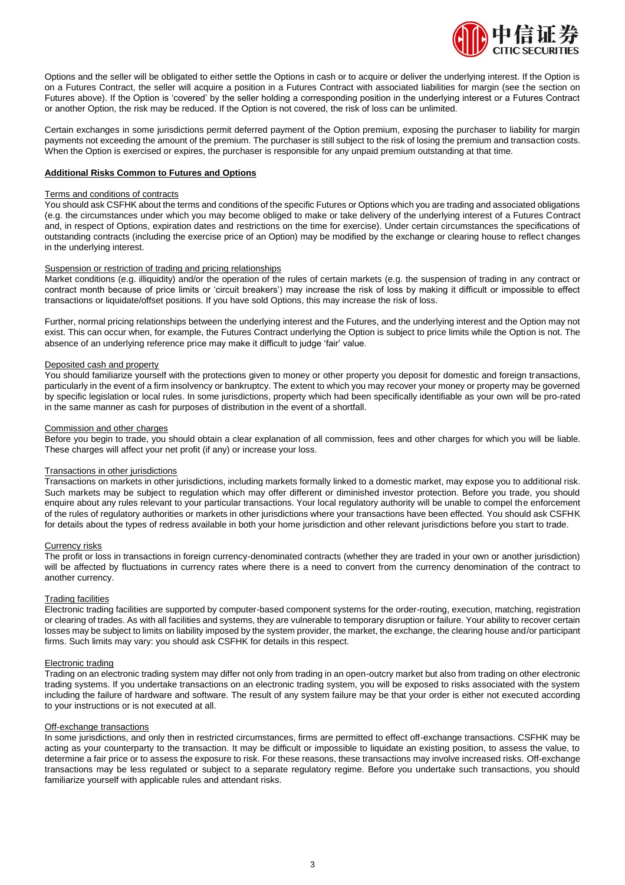Options and the seller will be obligated to either settle the Options in cash or to acquire or deliver the underlying interest. If the Option is on a Futures Contract, the seller will acquire a position in a Futures Contract with associated liabilities for margin (see the section on Futures above). If the Option is 'covered' by the seller holding a corresponding position in the underlying interest or a Futures Contract or another Option, the risk may be reduced. If the Option is not covered, the risk of loss can be unlimited.

Certain exchanges in some jurisdictions permit deferred payment of the Option premium, exposing the purchaser to liability for margin payments not exceeding the amount of the premium. The purchaser is still subject to the risk of losing the premium and transaction costs. When the Option is exercised or expires, the purchaser is responsible for any unpaid premium outstanding at that time.

## Additional Risks Common to Futures and Options

### Terms and conditions of contracts

You should ask CSFHK about the terms and conditions of the specific Futures or Options which you are trading and associated obligations (e.g. the circumstances under which you may become obliged to make or take delivery of the underlying interest of a Futures Contract and, in respect of Options, expiration dates and restrictions on the time for exercise). Under certain circumstances the specifications of outstanding contracts (including the exercise price of an Option) may be modified by the exchange or clearing house to reflect changes in the underlying interest.

### Suspension or restriction of trading and pricing relationships

Market conditions (e.g. illiquidity) and/or the operation of the rules of certain markets (e.g. the suspension of trading in any contract or contract month because of price limits or 'circuit breakers') may increase the risk of loss by making it difficult or impossible to effect transactions or liquidate/offset positions. If you have sold Options, this may increase the risk of loss.

Further, normal pricing relationships between the underlying interest and the Futures, and the underlying interest and the Option may not exist. This can occur when, for example, the Futures Contract underlying the Option is subject to price limits while the Option is not. The absence of an underlying reference price may make it difficult to judge 'fair' value.

### Deposited cash and property

You should familiarize yourself with the protections given to money or other property you deposit for domestic and foreign transactions, particularly in the event of a firm insolvency or bankruptcy. The extent to which you may recover your money or property may be governed by specific legislation or local rules. In some jurisdictions, property which had been specifically identifiable as your own will be pro-rated in the same manner as cash for purposes of distribution in the event of a shortfall.

### Commission and other charges

Before you begin to trade, you should obtain a clear explanation of all commission, fees and other charges for which you will be liable. These charges will affect your net profit (if any) or increase your loss.

### Transactions in other jurisdictions

Transactions on markets in other jurisdictions, including markets formally linked to a domestic market, may expose you to additional risk. Such markets may be subject to regulation which may offer different or diminished investor protection. Before you trade, you should enquire about any rules relevant to your particular transactions. Your local regulatory authority will be unable to compel the enforcement of the rules of regulatory authorities or markets in other jurisdictions where your transactions have been effected. You should ask CSFHK for details about the types of redress available in both your home jurisdiction and other relevant jurisdictions before you start to trade.

### Currency risks

The profit or loss in transactions in foreign currency-denominated contracts (whether they are traded in your own or another jurisdiction) will be affected by fluctuations in currency rates where there is a need to convert from the currency denomination of the contract to another currency.

### Trading facilities

Electronic trading facilities are supported by computer-based component systems for the order-routing, execution, matching, registration or clearing of trades. As with all facilities and systems, they are vulnerable to temporary disruption or failure. Your ability to recover certain losses may be subject to limits on liability imposed by the system provider, the market, the exchange, the clearing house and/or participant firms. Such limits may vary: you should ask CSFHK for details in this respect.

### Electronic trading

Trading on an electronic trading system may differ not only from trading in an open-outcry market but also from trading on other electronic trading systems. If you undertake transactions on an electronic trading system, you will be exposed to risks associated with the system including the failure of hardware and software. The result of any system failure may be that your order is either not executed according to your instructions or is not executed at all.

### Off-exchange transactions

In some jurisdictions, and only then in restricted circumstances, firms are permitted to effect off-exchange transactions. CSFHK may be acting as your counterparty to the transaction. It may be difficult or impossible to liquidate an existing position, to assess the value, to determine a fair price or to assess the exposure to risk. For these reasons, these transactions may involve increased risks. Off-exchange transactions may be less regulated or subject to a separate regulatory regime. Before you undertake such transactions, you should familiarize yourself with applicable rules and attendant risks.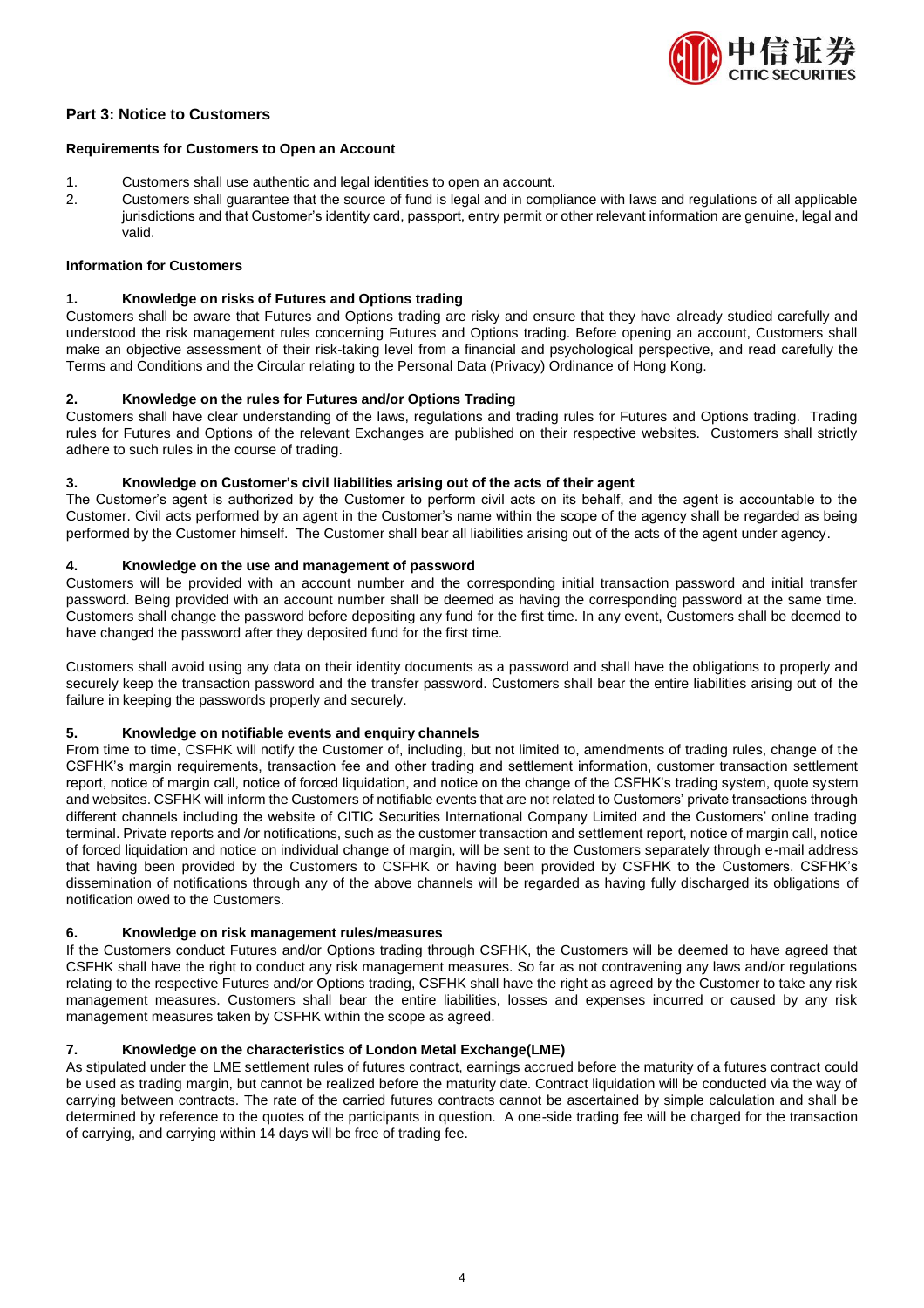## Part 3: Notice to Customers

**Requirements for Customers to Open an Account**

1. Customers shall use authentic and legal identities to open an account.
2. Customers shall guarantee that the source of fund is legal and in compliance with laws and regulations of all applicable jurisdictions and that Customer's identity card, passport, entry permit or other relevant information are genuine, legal and valid.

**Information for Customers**

**1. Knowledge on risks of Futures and Options trading**

Customers shall be aware that Futures and Options trading are risky and ensure that they have already studied carefully and understood the risk management rules concerning Futures and Options trading. Before opening an account, Customers shall make an objective assessment of their risk-taking level from a financial and psychological perspective, and read carefully the Terms and Conditions and the Circular relating to the Personal Data (Privacy) Ordinance of Hong Kong.

**2. Knowledge on the rules for Futures and/or Options Trading**

Customers shall have clear understanding of the laws, regulations and trading rules for Futures and Options trading. Trading rules for Futures and Options of the relevant Exchanges are published on their respective websites. Customers shall strictly adhere to such rules in the course of trading.

**3. Knowledge on Customer's civil liabilities arising out of the acts of their agent**

The Customer's agent is authorized by the Customer to perform civil acts on its behalf, and the agent is accountable to the Customer. Civil acts performed by an agent in the Customer's name within the scope of the agency shall be regarded as being performed by the Customer himself. The Customer shall bear all liabilities arising out of the acts of the agent under agency.

**4. Knowledge on the use and management of password**

Customers will be provided with an account number and the corresponding initial transaction password and initial transfer password. Being provided with an account number shall be deemed as having the corresponding password at the same time. Customers shall change the password before depositing any fund for the first time. In any event, Customers shall be deemed to have changed the password after they deposited fund for the first time.

Customers shall avoid using any data on their identity documents as a password and shall have the obligations to properly and securely keep the transaction password and the transfer password. Customers shall bear the entire liabilities arising out of the failure in keeping the passwords properly and securely.

**5. Knowledge on notifiable events and enquiry channels**

From time to time, CSFHK will notify the Customer of, including, but not limited to, amendments of trading rules, change of the CSFHK's margin requirements, transaction fee and other trading and settlement information, customer transaction settlement report, notice of margin call, notice of forced liquidation, and notice on the change of the CSFHK's trading system, quote system and websites. CSFHK will inform the Customers of notifiable events that are not related to Customers' private transactions through different channels including the website of CITIC Securities International Company Limited and the Customers' online trading terminal. Private reports and /or notifications, such as the customer transaction and settlement report, notice of margin call, notice of forced liquidation and notice on individual change of margin, will be sent to the Customers separately through e-mail address that having been provided by the Customers to CSFHK or having been provided by CSFHK to the Customers. CSFHK's dissemination of notifications through any of the above channels will be regarded as having fully discharged its obligations of notification owed to the Customers.

**6. Knowledge on risk management rules/measures**

If the Customers conduct Futures and/or Options trading through CSFHK, the Customers will be deemed to have agreed that CSFHK shall have the right to conduct any risk management measures. So far as not contravening any laws and/or regulations relating to the respective Futures and/or Options trading, CSFHK shall have the right as agreed by the Customer to take any risk management measures. Customers shall bear the entire liabilities, losses and expenses incurred or caused by any risk management measures taken by CSFHK within the scope as agreed.

**7. Knowledge on the characteristics of London Metal Exchange(LME)**

As stipulated under the LME settlement rules of futures contract, earnings accrued before the maturity of a futures contract could be used as trading margin, but cannot be realized before the maturity date. Contract liquidation will be conducted via the way of carrying between contracts. The rate of the carried futures contracts cannot be ascertained by simple calculation and shall be determined by reference to the quotes of the participants in question. A one-side trading fee will be charged for the transaction of carrying, and carrying within 14 days will be free of trading fee.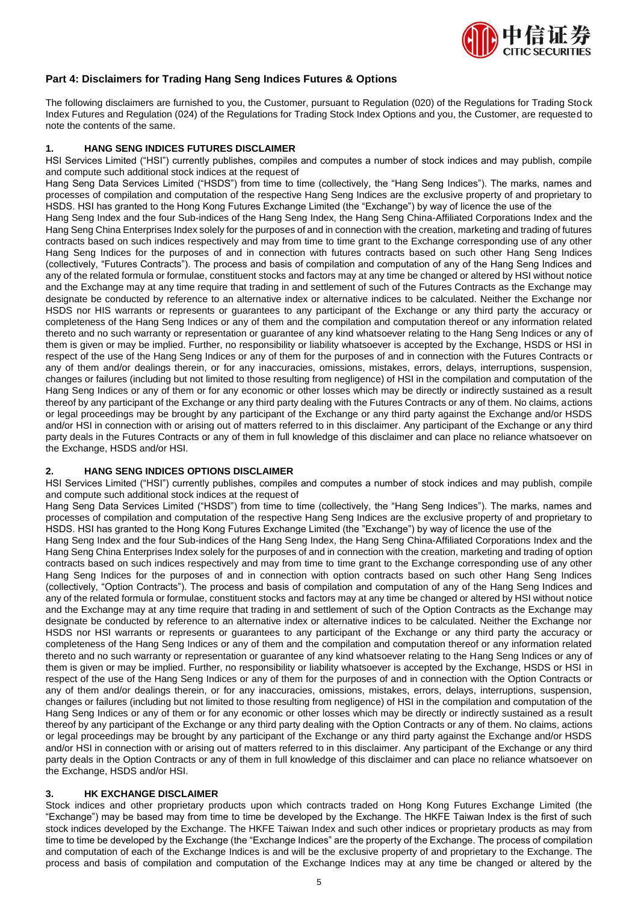## Part 4: Disclaimers for Trading Hang Seng Indices Futures & Options

The following disclaimers are furnished to you, the Customer, pursuant to Regulation (020) of the Regulations for Trading Stock Index Futures and Regulation (024) of the Regulations for Trading Stock Index Options and you, the Customer, are requested to note the contents of the same.

### 1. HANG SENG INDICES FUTURES DISCLAIMER

HSI Services Limited ("HSI") currently publishes, compiles and computes a number of stock indices and may publish, compile and compute such additional stock indices at the request of Hang Seng Data Services Limited ("HSDS") from time to time (collectively, the "Hang Seng Indices"). The marks, names and processes of compilation and computation of the respective Hang Seng Indices are the exclusive property of and proprietary to HSDS. HSI has granted to the Hong Kong Futures Exchange Limited (the "Exchange") by way of licence the use of the Hang Seng Index and the four Sub-indices of the Hang Seng Index, the Hang Seng China-Affiliated Corporations Index and the Hang Seng China Enterprises Index solely for the purposes of and in connection with the creation, marketing and trading of futures contracts based on such indices respectively and may from time to time grant to the Exchange corresponding use of any other Hang Seng Indices for the purposes of and in connection with futures contracts based on such other Hang Seng Indices (collectively, "Futures Contracts"). The process and basis of compilation and computation of any of the Hang Seng Indices and any of the related formula or formulae, constituent stocks and factors may at any time be changed or altered by HSI without notice and the Exchange may at any time require that trading in and settlement of such of the Futures Contracts as the Exchange may designate be conducted by reference to an alternative index or alternative indices to be calculated. Neither the Exchange nor HSDS nor HIS warrants or represents or guarantees to any participant of the Exchange or any third party the accuracy or completeness of the Hang Seng Indices or any of them and the compilation and computation thereof or any information related thereto and no such warranty or representation or guarantee of any kind whatsoever relating to the Hang Seng Indices or any of them is given or may be implied. Further, no responsibility or liability whatsoever is accepted by the Exchange, HSDS or HSI in respect of the use of the Hang Seng Indices or any of them for the purposes of and in connection with the Futures Contracts or any of them and/or dealings therein, or for any inaccuracies, omissions, mistakes, errors, delays, interruptions, suspension, changes or failures (including but not limited to those resulting from negligence) of HSI in the compilation and computation of the Hang Seng Indices or any of them or for any economic or other losses which may be directly or indirectly sustained as a result thereof by any participant of the Exchange or any third party dealing with the Futures Contracts or any of them. No claims, actions or legal proceedings may be brought by any participant of the Exchange or any third party against the Exchange and/or HSDS and/or HSI in connection with or arising out of matters referred to in this disclaimer. Any participant of the Exchange or any third party deals in the Futures Contracts or any of them in full knowledge of this disclaimer and can place no reliance whatsoever on the Exchange, HSDS and/or HSI.

### 2. HANG SENG INDICES OPTIONS DISCLAIMER

HSI Services Limited ("HSI") currently publishes, compiles and computes a number of stock indices and may publish, compile and compute such additional stock indices at the request of Hang Seng Data Services Limited ("HSDS") from time to time (collectively, the "Hang Seng Indices"). The marks, names and processes of compilation and computation of the respective Hang Seng Indices are the exclusive property of and proprietary to HSDS. HSI has granted to the Hong Kong Futures Exchange Limited (the "Exchange") by way of licence the use of the Hang Seng Index and the four Sub-indices of the Hang Seng Index, the Hang Seng China-Affiliated Corporations Index and the Hang Seng China Enterprises Index solely for the purposes of and in connection with the creation, marketing and trading of option contracts based on such indices respectively and may from time to time grant to the Exchange corresponding use of any other Hang Seng Indices for the purposes of and in connection with option contracts based on such other Hang Seng Indices (collectively, "Option Contracts"). The process and basis of compilation and computation of any of the Hang Seng Indices and any of the related formula or formulae, constituent stocks and factors may at any time be changed or altered by HSI without notice and the Exchange may at any time require that trading in and settlement of such of the Option Contracts as the Exchange may designate be conducted by reference to an alternative index or alternative indices to be calculated. Neither the Exchange nor HSDS nor HSI warrants or represents or guarantees to any participant of the Exchange or any third party the accuracy or completeness of the Hang Seng Indices or any of them and the compilation and computation thereof or any information related thereto and no such warranty or representation or guarantee of any kind whatsoever relating to the Hang Seng Indices or any of them is given or may be implied. Further, no responsibility or liability whatsoever is accepted by the Exchange, HSDS or HSI in respect of the use of the Hang Seng Indices or any of them for the purposes of and in connection with the Option Contracts or any of them and/or dealings therein, or for any inaccuracies, omissions, mistakes, errors, delays, interruptions, suspension, changes or failures (including but not limited to those resulting from negligence) of HSI in the compilation and computation of the Hang Seng Indices or any of them or for any economic or other losses which may be directly or indirectly sustained as a result thereof by any participant of the Exchange or any third party dealing with the Option Contracts or any of them. No claims, actions or legal proceedings may be brought by any participant of the Exchange or any third party against the Exchange and/or HSDS and/or HSI in connection with or arising out of matters referred to in this disclaimer. Any participant of the Exchange or any third party deals in the Option Contracts or any of them in full knowledge of this disclaimer and can place no reliance whatsoever on the Exchange, HSDS and/or HSI.

### 3. HK EXCHANGE DISCLAIMER

Stock indices and other proprietary products upon which contracts traded on Hong Kong Futures Exchange Limited (the "Exchange") may be based may from time to time be developed by the Exchange. The HKFE Taiwan Index is the first of such stock indices developed by the Exchange. The HKFE Taiwan Index and such other indices or proprietary products as may from time to time be developed by the Exchange (the "Exchange Indices") are the property of the Exchange. The process of compilation and computation of each of the Exchange Indices is and will be the exclusive property of and proprietary to the Exchange. The process and basis of compilation and computation of the Exchange Indices may at any time be changed or altered by the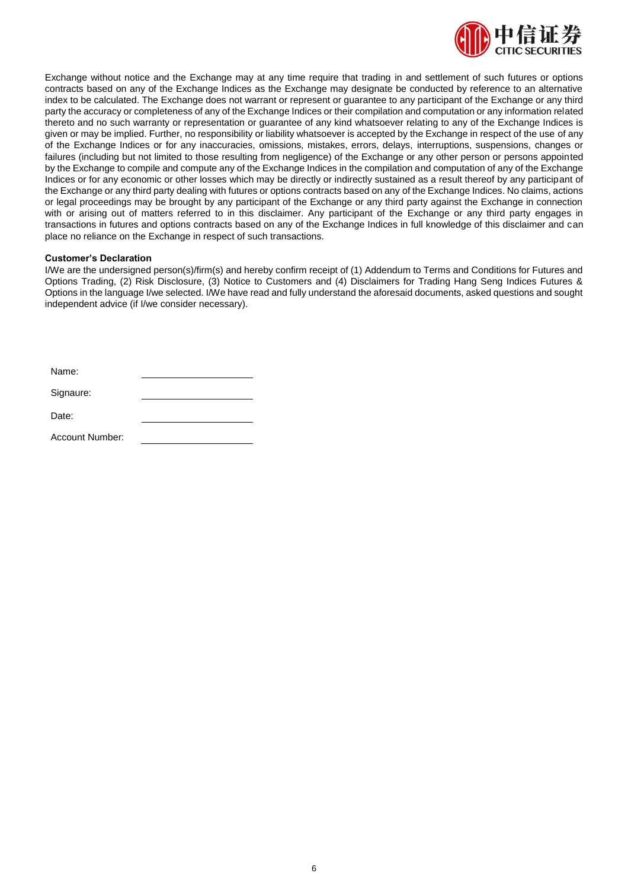Exchange without notice and the Exchange may at any time require that trading in and settlement of such futures or options contracts based on any of the Exchange Indices as the Exchange may designate be conducted by reference to an alternative index to be calculated. The Exchange does not warrant or represent or guarantee to any participant of the Exchange or any third party the accuracy or completeness of any of the Exchange Indices or their compilation and computation or any information related thereto and no such warranty or representation or guarantee of any kind whatsoever relating to any of the Exchange Indices is given or may be implied. Further, no responsibility or liability whatsoever is accepted by the Exchange in respect of the use of any of the Exchange Indices or for any inaccuracies, omissions, mistakes, errors, delays, interruptions, suspensions, changes or failures (including but not limited to those resulting from negligence) of the Exchange or any other person or persons appointed by the Exchange to compile and compute any of the Exchange Indices in the compilation and computation of any of the Exchange Indices or for any economic or other losses which may be directly or indirectly sustained as a result thereof by any participant of the Exchange or any third party dealing with futures or options contracts based on any of the Exchange Indices. No claims, actions or legal proceedings may be brought by any participant of the Exchange or any third party against the Exchange in connection with or arising out of matters referred to in this disclaimer. Any participant of the Exchange or any third party engages in transactions in futures and options contracts based on any of the Exchange Indices in full knowledge of this disclaimer and can place no reliance on the Exchange in respect of such transactions.

**Customer's Declaration**

I/We are the undersigned person(s)/firm(s) and hereby confirm receipt of (1) Addendum to Terms and Conditions for Futures and Options Trading, (2) Risk Disclosure, (3) Notice to Customers and (4) Disclaimers for Trading Hang Seng Indices Futures & Options in the language I/we selected. I/We have read and fully understand the aforesaid documents, asked questions and sought independent advice (if I/we consider necessary).

Name: \_\_\_\_\_\_\_\_\_\_\_\_\_\_\_\_\_\_\_\_

Signaure: \_\_\_\_\_\_\_\_\_\_\_\_\_\_\_\_\_\_\_\_

Date: \_\_\_\_\_\_\_\_\_\_\_\_\_\_\_\_\_\_\_\_

Account Number: \_\_\_\_\_\_\_\_\_\_\_\_\_\_\_\_\_\_\_\_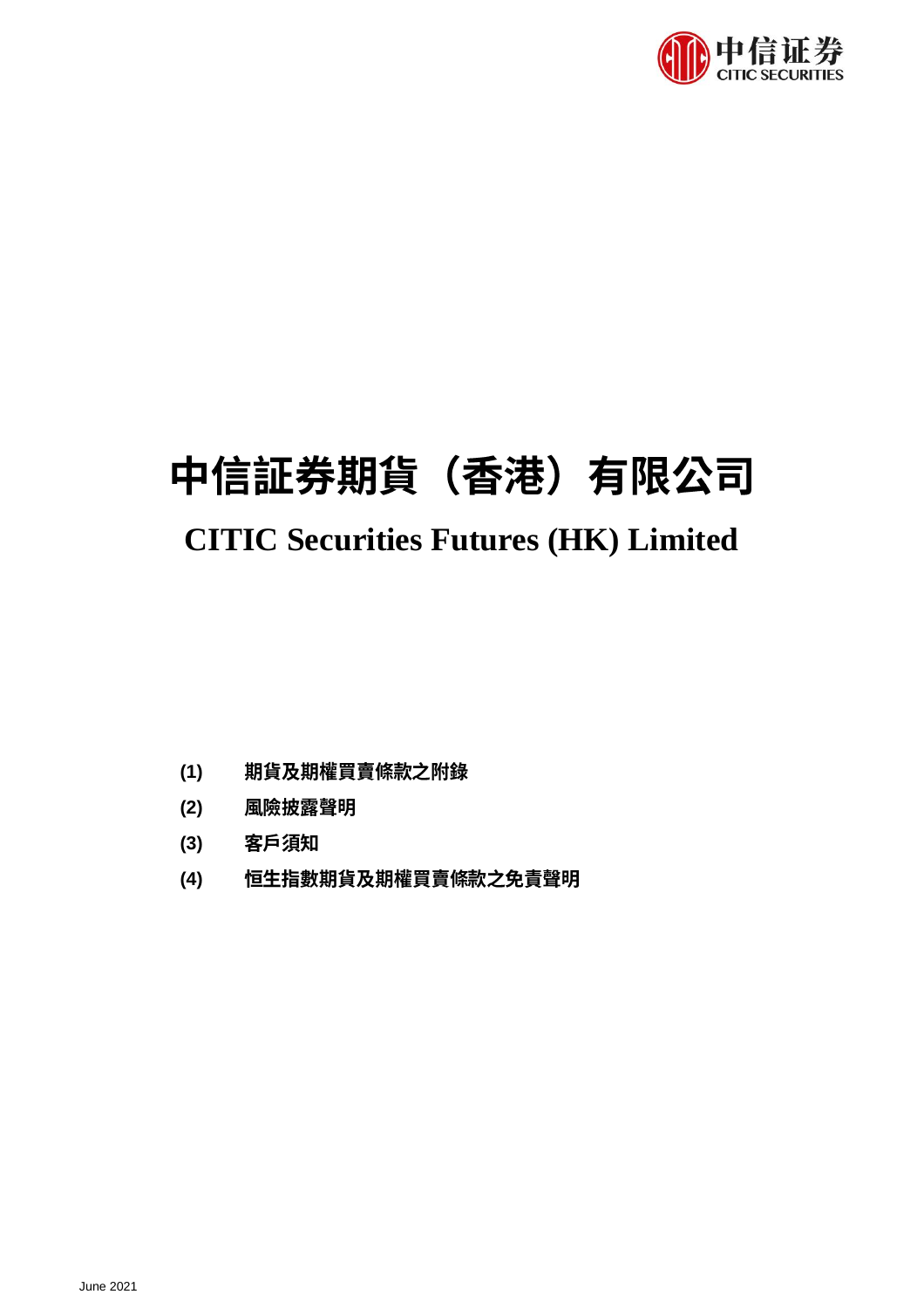# 中信証券期貨（香港）有限公司

## CITIC Securities Futures (HK) Limited

**(1)** **期貨及期權買賣條款之附錄**

**(2)** **風險披露聲明**

**(3)** **客戶須知**

**(4)** **恒生指數期貨及期權買賣條款之免責聲明**

June 2021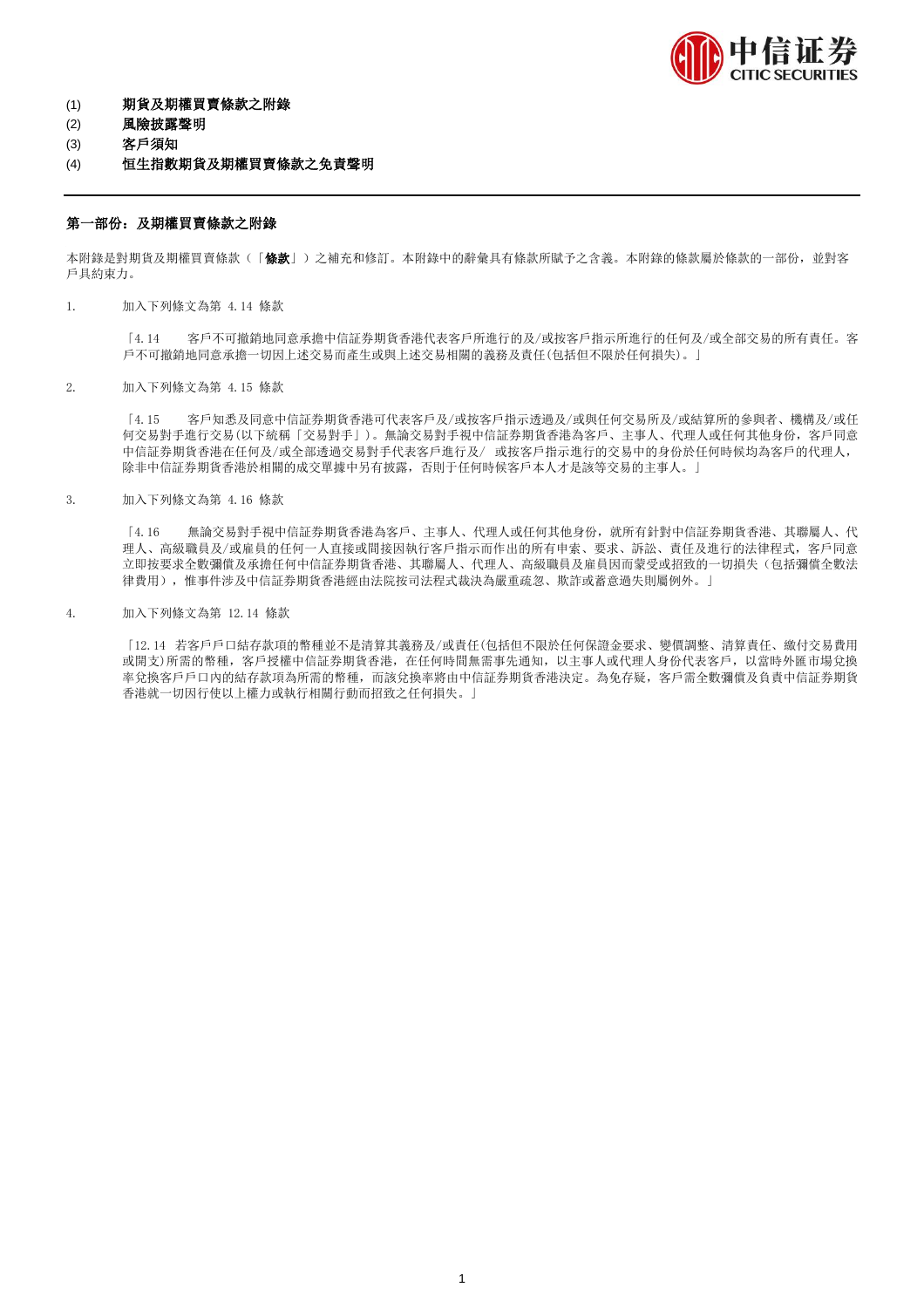(1) **期貨及期權買賣條款之附錄**
(2) **風險披露聲明**
(3) **客戶須知**
(4) **恒生指數期貨及期權買賣條款之免責聲明**

---

## 第一部份：及期權買賣條款之附錄

本附錄是對期貨及期權買賣條款（「**條款**」）之補充和修訂。本附錄中的辭彙具有條款所賦予之含義。本附錄的條款屬於條款的一部份，並對客戶具約束力。

1. 加入下列條文為第 4.14 條款

   「4.14　客戶不可撤銷地同意承擔中信証券期貨香港代表客戶所進行的及/或按客戶指示所進行的任何及/或全部交易的所有責任。客戶不可撤銷地同意承擔一切因上述交易而產生或與上述交易相關的義務及責任(包括但不限於任何損失)。」

2. 加入下列條文為第 4.15 條款

   「4.15　客戶知悉及同意中信証券期貨香港可代表客戶及/或按客戶指示透過及/或與任何交易所及/或結算所的參與者、機構及/或任何交易對手進行交易(以下統稱「交易對手」)。無論交易對手視中信証券期貨香港為客戶、主事人、代理人或任何其他身份，客戶同意中信証券期貨香港在任何及/或全部透過交易對手代表客戶進行及/ 或按客戶指示進行的交易中的身份於任何時候均為客戶的代理人，除非中信証券期貨香港於相關的成交單據中另有披露，否則于任何時候客戶本人才是該等交易的主事人。」

3. 加入下列條文為第 4.16 條款

   「4.16　無論交易對手視中信証券期貨香港為客戶、主事人、代理人或任何其他身份，就所有針對中信証券期貨香港、其聯屬人、代理人、高級職員及/或雇員的任何一人直接或間接因執行客戶指示而作出的所有申索、要求、訴訟、責任及進行的法律程式，客戶同意立即按要求全數彌償及承擔任何中信証券期貨香港、其聯屬人、代理人、高級職員及雇員因而蒙受或招致的一切損失（包括彌償全數法律費用），惟事件涉及中信証券期貨香港經由法院按司法程式裁決為嚴重疏忽、欺詐或蓄意過失則屬例外。」

4. 加入下列條文為第 12.14 條款

   「12.14 若客戶戶口結存款項的幣種並不是清算其義務及/或責任(包括但不限於任何保證金要求、變價調整、清算責任、繳付交易費用或開支)所需的幣種，客戶授權中信証券期貨香港，在任何時間無需事先通知，以主事人或代理人身份代表客戶，以當時外匯市場兌換率兌換客戶戶口內的結存款項為所需的幣種，而該兌換率將由中信証券期貨香港決定。為免存疑，客戶需全數彌償及負責中信証券期貨香港就一切因行使以上權力或執行相關行動而招致之任何損失。」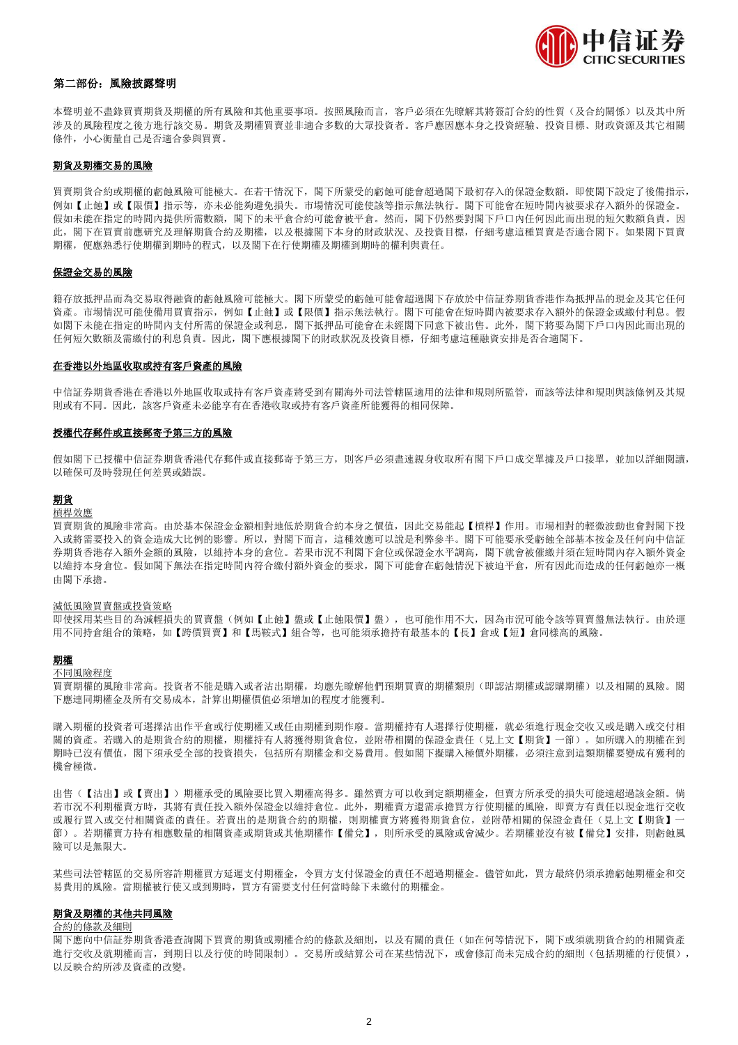## 第二部份：風險披露聲明

本聲明並不盡錄買賣期貨及期權的所有風險和其他重要事項。按照風險而言，客戶必須在先瞭解其將簽訂合約的性質（及合約關係）以及其中所涉及的風險程度之後方進行該交易。期貨及期權買賣並非適合多數的大眾投資者。客戶應因應本身之投資經驗、投資目標、財政資源及其它相關條件，小心衡量自己是否適合參與買賣。

### 期貨及期權交易的風險

買賣期貨合約或期權的虧蝕風險可能極大。在若干情況下，閣下所蒙受的虧蝕可能會超過閣下最初存入的保證金數額。即使閣下設定了後備指示，例如【止蝕】或【限價】指示等，亦未必能夠避免損失。市場情況可能使該等指示無法執行。閣下可能會在短時間內被要求存入額外的保證金。假如未能在指定的時間內提供所需數額，閣下的未平倉合約可能會被平倉。然而，閣下仍然要對閣下戶口內任何因此而出現的短欠數額負責。因此，閣下在買賣前應研究及理解期貨合約及期權，以及根據閣下本身的財政狀況、及投資目標，仔細考慮這種買賣是否適合閣下。如果閣下買賣期權，便應熟悉行使期權到期時的程式，以及閣下在行使期權及期權到期時的權利與責任。

### 保證金交易的風險

藉存放抵押品而為交易取得融資的虧蝕風險可能極大。閣下所蒙受的虧蝕可能會超過閣下存放於中信証券期貨香港作為抵押品的現金及其它任何資產。市場情況可能使備用買賣指示，例如【止蝕】或【限價】指示無法執行。閣下可能會在短時間內被要求存入額外的保證金或繳付利息。假如閣下未能在指定的時間內支付所需的保證金或利息，閣下抵押品可能會在未經閣下同意下被出售。此外，閣下將要為閣下戶口內因此而出現的任何短欠數額及需繳付的利息負責。因此，閣下應根據閣下的財政狀況及投資目標，仔細考慮這種融資安排是否合適閣下。

### 在香港以外地區收取或持有客戶資產的風險

中信証券期貨香港在香港以外地區收取或持有客戶資產將受到有關海外司法管轄區適用的法律和規則所監管，而該等法律和規則與該條例及其規則或有不同。因此，該客戶資產未必能享有在香港收取或持有客戶資產所能獲得的相同保障。

### 授權代存郵件或直接郵寄予第三方的風險

假如閣下已授權中信証券期貨香港代存郵件或直接郵寄予第三方，則客戶必須盡速親身收取所有閣下戶口成交單據及戶口接單，並加以詳細閱讀，以確保可及時發現任何差異或錯誤。

### 期貨

槓桿效應

買賣期貨的風險非常高。由於基本保證金金額相對地低於期貨合約本身之價值，因此交易能起【槓桿】作用。市場相對的輕微波動也會對閣下投入或將需要投入的資金造成大比例的影響。所以，對閣下而言，這種效應可以說是利弊參半。閣下可能要承受虧蝕全部基本按金及任何向中信証券期貨香港存入額外金額的風險，以維持本身的倉位。若果市況不利閣下倉位或保證金水平調高，閣下就會被催繳并須在短時間內存入額外資金以維持本身倉位。假如閣下無法在指定時間內符合繳付額外資金的要求，閣下可能會在虧蝕情況下被迫平倉，所有因此而造成的任何虧蝕亦一概由閣下承擔。

減低風險買賣盤或投資策略

即使採用某些目的為減輕損失的買賣盤（例如【止蝕】盤或【止蝕限價】盤），也可能作用不大，因為市況可能令該等買賣盤無法執行。由於運用不同持倉組合的策略，如【跨價買賣】和【馬鞍式】組合等，也可能須承擔持有最基本的【長】倉或【短】倉同樣高的風險。

### 期權

不同風險程度

買賣期權的風險非常高。投資者不能是購入或者沽出期權，均應先瞭解他們預期買賣的期權類別（即認沽期權或認購期權）以及相關的風險。閣下應連同期權金及所有交易成本，計算出期權價值必須增加的程度才能獲利。

購入期權的投資者可選擇沽出作平倉或行使期權又或任由期權到期作廢。當期權持有人選擇行使期權，就必須進行現金交收又或是購入或交付相關的資產。若購入的是期貨合約的期權，期權持有人將獲得期貨倉位，並附帶相關的保證金責任（見上文【期貨】一節）。如所購入的期權在到期時已沒有價值，閣下須承受全部的投資損失，包括所有期權金和交易費用。假如閣下擬購入極價外期權，必須注意到這類期權要變成有獲利的機會極微。

出售（【沽出】或【賣出】）期權承受的風險要比買入期權高得多。雖然賣方可以收到定額期權金，但賣方所承受的損失可能遠超過該金額。倘若市況不利期權賣方時，其將有責任投入額外保證金以維持倉位。此外，期權賣方還需承擔買方行使期權的風險，即賣方有責任以現金進行交收或履行買入或交付相關資產的責任。若賣出的是期貨合約的期權，則期權賣方將獲得期貨倉位，並附帶相關的保證金責任（見上文【期貨】一節）。若期權賣方持有相應數量的相關資產或期貨或其他期權作【備兌】，則所承受的風險或會減少。若期權並沒有被【備兌】安排，則虧蝕風險可以是無限大。

某些司法管轄區的交易所容許期權買方延遲支付期權金，令買方支付保證金的責任不超過期權金。儘管如此，買方最終仍須承擔虧蝕期權金和交易費用的風險。當期權被行使又或到期時，買方有需要支付任何當時餘下未繳付的期權金。

### 期貨及期權的其他共同風險

合約的條款及細則

閣下應向中信証券期貨香港查詢閣下買賣的期貨或期權合約的條款及細則，以及有關的責任（如在何等情況下，閣下或須就期貨合約的相關資產進行交收及就期權而言，到期日以及行使的時間限制）。交易所或結算公司在某些情況下，或會修訂尚未完成合約的細則（包括期權的行使價），以反映合約所涉及資產的改變。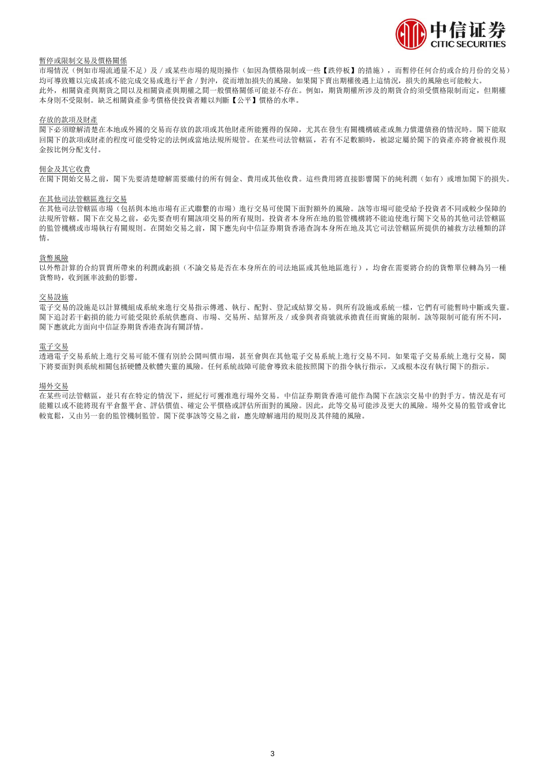暫停或限制交易及價格關係

市場情況（例如市場流通量不足）及／或某些市場的規則操作（如因為價格限制或一些【跌停板】的措施），而暫停任何合約或合約月份的交易）均可導致難以完成甚或不能完成交易或進行平倉／對沖，從而增加損失的風險。如果閣下賣出期權後遇上這情況，損失的風險也可能較大。

此外，相關資產與期貨之間以及相關資產與期權之間一般價格關係可能並不存在。例如，期貨期權所涉及的期貨合約須受價格限制而定，但期權本身則不受限制。缺乏相關資產參考價格使投資者難以判斷【公平】價格的水準。

存放的款項及財產

閣下必須瞭解清楚在本地或外國的交易而存放的款項或其他財產所能獲得的保障，尤其在發生有關機構破產或無力償還債務的情況時。閣下能取回閣下的款項或財產的程度可能受特定的法例或當地法規所規管。在某些司法管轄區，若有不足數額時，被認定屬於閣下的資產亦將會被視作現金按比例分配支付。

佣金及其它收費

在閣下開始交易之前，閣下先要清楚瞭解需要繳付的所有佣金、費用或其他收費。這些費用將直接影響閣下的純利潤（如有）或增加閣下的損失。

在其他司法管轄區進行交易

在其他司法管轄區市場（包括與本地市場有正式聯繫的市場）進行交易可使閣下面對額外的風險。該等市場可能受給予投資者不同或較少保障的法規所管轄。閣下在交易之前，必先要查明有關該項交易的所有規則。投資者本身所在地的監管機構將不能迫使進行閣下交易的其他司法管轄區的監管機構或市場執行有關規則。在開始交易之前，閣下應先向中信証券期貨香港查詢本身所在地及其它司法管轄區所提供的補救方法種類的詳情。

貨幣風險

以外幣計算的合約買賣所帶來的利潤或虧損（不論交易是否在本身所在的司法地區或其他地區進行），均會在需要將合約的貨幣單位轉為另一種貨幣時，收到匯率波動的影響。

交易設施

電子交易的設施是以計算機組成系統來進行交易指示傳遞、執行、配對、登記或結算交易。與所有設施或系統一樣，它們有可能暫時中斷或失靈。閣下追討若干虧損的能力可能受限於系統供應商、市場、交易所、結算所及／或參與者商號就承擔責任而實施的限制。該等限制可能有所不同，閣下應就此方面向中信証券期貨香港查詢有關詳情。

電子交易

透過電子交易系統上進行交易可能不僅有別於公開叫價市場，甚至會與在其他電子交易系統上進行交易不同。如果電子交易系統上進行交易，閣下將要面對與系統相關包括硬體及軟體失靈的風險。任何系統故障可能會導致未能按照閣下的指令執行指示，又或根本沒有執行閣下的指示。

場外交易

在某些司法管轄區，並只有在特定的情況下，經紀行可獲准進行場外交易。中信証券期貨香港可能作為閣下在該宗交易中的對手方。情況是有可能難以或不能將現有平倉盤平倉、評估價值、確定公平價格或評估所面對的風險。因此，此等交易可能涉及更大的風險。場外交易的監管或會比較寬鬆，又由另一套的監管機制監管。閣下從事該等交易之前，應先瞭解適用的規則及其伴隨的風險。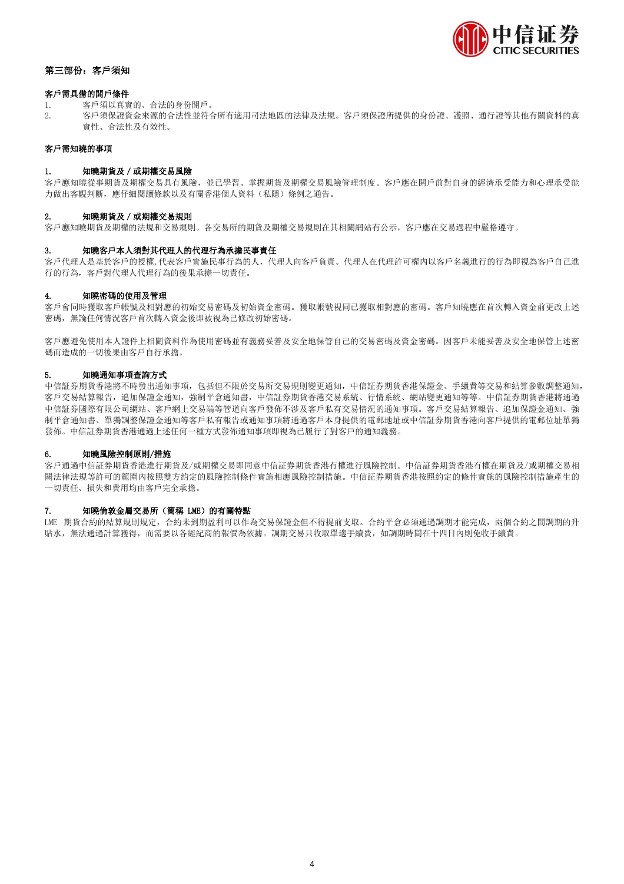## 第三部份：客戶須知

**客戶需具備的開戶條件**

1. 客戶須以真實的、合法的身份開戶。
2. 客戶須保證資金來源的合法性並符合所有適用司法地區的法律及法規。客戶須保證所提供的身份證、護照、通行證等其他有關資料的真實性、合法性及有效性。

**客戶需知曉的事項**

**1. 知曉期貨及／或期權交易風險**

客戶應知曉從事期貨及期權交易具有風險，並已學習、掌握期貨及期權交易風險管理制度。客戶應在開戶前對自身的經濟承受能力和心理承受能力做出客觀判斷，應仔細閱讀條款以及有關香港個人資料（私隱）條例之通告。

**2. 知曉期貨及／或期權交易規則**

客戶應知曉期貨及期權的法規和交易規則。各交易所的期貨及期權交易規則在其相關網站有公示，客戶應在交易過程中嚴格遵守。

**3. 知曉客戶本人須對其代理人的代理行為承擔民事責任**

客戶代理人是基於客戶的授權,代表客戶實施民事行為的人，代理人向客戶負責。代理人在代理許可權內以客戶名義進行的行為即視為客戶自己進行的行為，客戶對代理人代理行為的後果承擔一切責任。

**4. 知曉密碼的使用及管理**

客戶會同時獲取客戶帳號及相對應的初始交易密碼及初始資金密碼。獲取帳號視同已獲取相對應的密碼。客戶知曉應在首次轉入資金前更改上述密碼，無論任何情況客戶首次轉入資金後即被視為已修改初始密碼。

客戶應避免使用本人證件上相關資料作為使用密碼並有義務妥善及安全地保管自己的交易密碼及資金密碼。因客戶未能妥善及安全地保管上述密碼而造成的一切後果由客戶自行承擔。

**5. 知曉通知事項查詢方式**

中信証券期貨香港將不時發出通知事項，包括但不限於交易所交易規則變更通知，中信証券期貨香港保證金、手續費等交易和結算參數調整通知，客戶交易結算報告，追加保證金通知，強制平倉通知書，中信証券期貨香港交易系統、行情系統、網站變更通知等等。中信証券期貨香港將通過中信証券國際有限公司網站、客戶網上交易端等管道向客戶發佈不涉及客戶私有交易情況的通知事項。客戶交易結算報告、追加保證金通知、強制平倉通知書、單獨調整保證金通知等客戶私有報告或通知事項將通過客戶本身提供的電郵地址或中信証券期貨香港向客戶提供的電郵位址單獨發佈。中信証券期貨香港通過上述任何一種方式發佈通知事項即視為已履行了對客戶的通知義務。

**6. 知曉風險控制原則/措施**

客戶通過中信証券期貨香港進行期貨及/或期權交易即同意中信証券期貨香港有權進行風險控制。中信証券期貨香港有權在期貨及/或期權交易相關法律法規等許可的範圍內按照雙方約定的風險控制條件實施相應風險控制措施。中信証券期貨香港按照約定的條件實施的風險控制措施產生的一切責任、損失和費用均由客戶完全承擔。

**7. 知曉倫敦金屬交易所（簡稱 LME）的有關特點**

LME 期貨合約的結算規則規定，合約未到期盈利可以作為交易保證金但不得提前支取。合約平倉必須通過調期才能完成，兩個合約之間調期的升貼水，無法通過計算獲得，而需要以各經紀商的報價為依據。調期交易只收取單邊手續費，如調期時間在十四日內則免收手續費。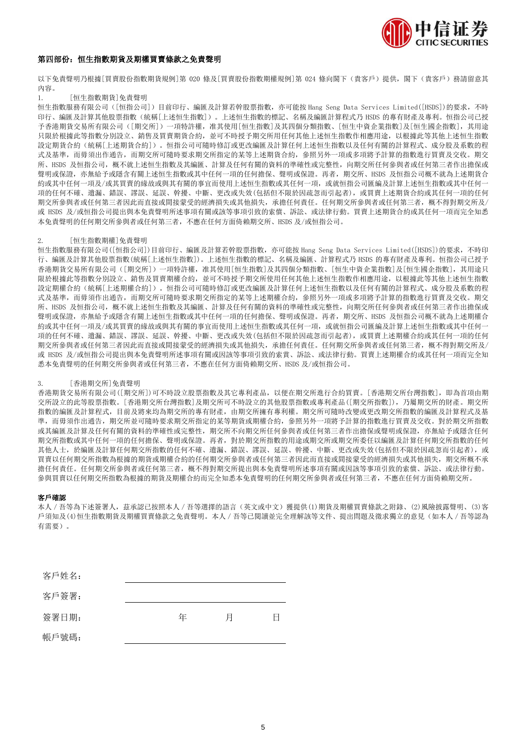## 第四部份：恒生指數期貨及期權買賣條款之免責聲明

以下免責聲明乃根據[買賣股份指數期貨規例]第 020 條及[買賣股份指數期權規例]第 024 條向閣下（貴客戶）提供，閣下（貴客戶）務請留意其內容。

1. [恒生指數期貨]免責聲明

恒生指數服務有限公司（[恒指公司]）目前印行、編匯及計算若幹股票指數，亦可能按 Hang Seng Data Services Limited([HSDS])的要求，不時印行、編匯及計算其他股票指數（統稱[上述恒生指數]）。上述恒生指數的標記、名稱及編匯計算程式乃 HSDS 的專有財產及專利。恒指公司已授予香港期貨交易所有限公司（[期交所]）一項特許權，准其使用[恒生指數]及其四個分類指數、[恒生中資企業指數]及[恒生國企指數]，其用途只限於根據此等指數分別設立、銷售及買賣期貨合約，並可不時授予期交所用任何其他上述恒生指數作相應用途，以根據此等其他上述恒生指數設定期貨合約（統稱[上述期貨合約]）。恒指公司可隨時修訂或更改編匯及計算任何上述恒生指數以及任何有關的計算程式、成分股及系數的程式及基準，而毋須出作通告，而期交所可隨時要求期交所指定的某等上述期貨合約，參照另外一項或多項將予計算的指數進行買賣及交收。期交所、HSDS 及恒指公司，概不就上述恒生指數及其編匯、計算及任何有關的資料的準確性或完整性，向期交所任何參與者或任何第三者作出擔保或聲明或保證，亦無給予或隱含有關上述恒生指數或其中任何一項的任何擔保、聲明或保證。再者，期交所、HSDS 及恒指公司概不就為上述期貨合約或其中任何一項及/或其買賣的緣故或與其有關的事宜而使用上述恒生指數或其任何一項，或就恒指公司匯編及計算上述恒生指數或其中任何一項的任何不確、遺漏、錯誤、謬誤、延誤、幹擾、中斷、更改或失效(包括但不限於因疏忽而引起者)，或買賣上述期貨合約或其任何一項的任何期交所參與者或任何第三者因此而直接或間接蒙受的經濟損失或其他損失，承擔任何責任。任何期交所參與者或任何第三者，概不得對期交所及/或 HSDS 及/或恒指公司提出與本免責聲明所述事項有關或該等事項引致的索償、訴訟、或法律行動。買賣上述期貨合約或其任何一項而完全知悉本免責聲明的任何期交所參與者或任何第三者，不應在任何方面倚賴期交所、HSDS 及/或恒指公司。

2. [恒生指數期權]免責聲明

恒生指數服務有限公司([恒指公司])目前印行、編匯及計算若幹股票指數，亦可能按 Hang Seng Data Services Limited([HSDS])的要求，不時印行、編匯及計算其他股票指數(統稱[上述恒生指數])。上述恒生指數的標記、名稱及編匯、計算程式乃 HSDS 的專有財產及專利。恒指公司已授予香港期貨交易所有限公司（[期交所]）一項特許權，准其使用[恒生指數]及其四個分類指數、[恒生中資企業指數]及[恒生國企指數]，其用途只限於根據此等指數分別設立、銷售及買賣期權合約，並可不時授予期交所使用任何其他上述恒生指數作相應用途，以根據此等其他上述恒生指數設定期權合約（統稱[上述期權合約]）。恒指公司可隨時修訂或更改編匯及計算任何上述恒生指數以及任何有關的計算程式、成分股及系數的程式及基準，而毋須作出通告，而期交所可隨時要求期交所指定的某等上述期權合約，參照另外一項或多項將予計算的指數進行買賣及交收。期交所、HSDS 及恒指公司，概不就上述恒生指數及其編匯、計算及任何有關的資料的準確性或完整性，向期交所任何參與者或任何第三者作出擔保或聲明或保證，亦無給予或隱含有關上述恒生指數或其中任何一項的任何擔保、聲明或保證。再者，期交所、HSDS 及恒指公司概不就為上述期權合約或其中任何一項及/或其買賣的緣故或與其有關的事宜而使用上述恒生指數或其任何一項，或就恒指公司匯編及計算上述恒生指數或其中任何一項的任何不確、遺漏、錯誤、謬誤、延誤、幹擾、中斷、更改或失效(包括但不限於因疏忽而引起者)，或買賣上述期權合約或其任何一項的任何期交所參與者或任何第三者因此而直接或間接蒙受的經濟損失或其他損失，承擔任何責任。任何期交所參與者或任何第三者，概不得對期交所及/或 HSDS 及/或恒指公司提出與本免責聲明所述事項有關或因該等事項引致的索賞、訴訟、或法律行動。買賣上述期權合約或其任何一項而完全知悉本免責聲明的任何期交所參與者或任何第三者，不應在任何方面倚賴期交所、HSDS 及/或恒指公司。

3. [香港期交所]免責聲明

香港期貨交易所有限公司([期交所])可不時設立股票指數及其它專利產品，以便在期交所進行合約買賣。[香港期交所台灣指數]，即為首項由期交所設立的此等股票指數。[香港期交所台灣指數]及期交所可不時設立的其他股票指數或專利產品([期交所指數])，乃屬期交所的財產。期交所指數的編匯及計算程式，目前及將來均為期交所的專有財產，由期交所擁有專利權。期交所可隨時改變或更改期交所指數的編匯及計算程式及基準，而毋須作出通告，期交所並可隨時要求期交所指定的某等期貨或期權合約，參照另外一項將予計算的指數進行買賣及交收。對於期交所指數或其編匯及計算及任何有關的資料的準確性或完整性，期交所不向期交所任何參與者或任何第三者作出擔保或聲明或保證，亦無給予或隱含任何期交所指數或其中任何一項的任何擔保、聲明或保證。再者，對於期交所指數的用途或期交所或期交所委任以編匯及計算任何期交所指數的任何其他人士，於編匯及計算任何期交所指數的任何不確、遺漏、錯誤、謬誤、延誤、幹擾、中斷、更改或失效(包括但不限於因疏忽而引起者)，或買賣以任何期交所指數為根據的期貨或期權合約的任何期交所參與者或任何第三者因此而直接或間接蒙受的經濟損失或其他損失，期交所概不承擔任何責任。任何期交所參與者或任何第三者，概不得對期交所提出與本免責聲明所述事項有關或因該等事項引致的索償、訴訟、或法律行動。參與買賣以任何期交所指數為根據的期貨及期權合約而完全知悉本免責聲明的任何期交所參與者或任何第三者，不應在任何方面倚賴期交所。

**客戶確認**

本人 / 吾等為下述簽署人，茲承認已按照本人 / 吾等選擇的語言（英文或中文）獲提供(1)期貨及期權買賣條款之附錄、(2)風險披露聲明、(3)客戶須知及(4)恒生指數期貨及期權買賣條款之免責聲明。本人 / 吾等已閱讀並完全理解該等文件、提出問題及徵求獨立的意見（如本人 / 吾等認為有需要）。

客戶姓名：______________________

客戶簽署：______________________

簽署日期：　　　年　　　月　　　日

帳戶號碼：______________________